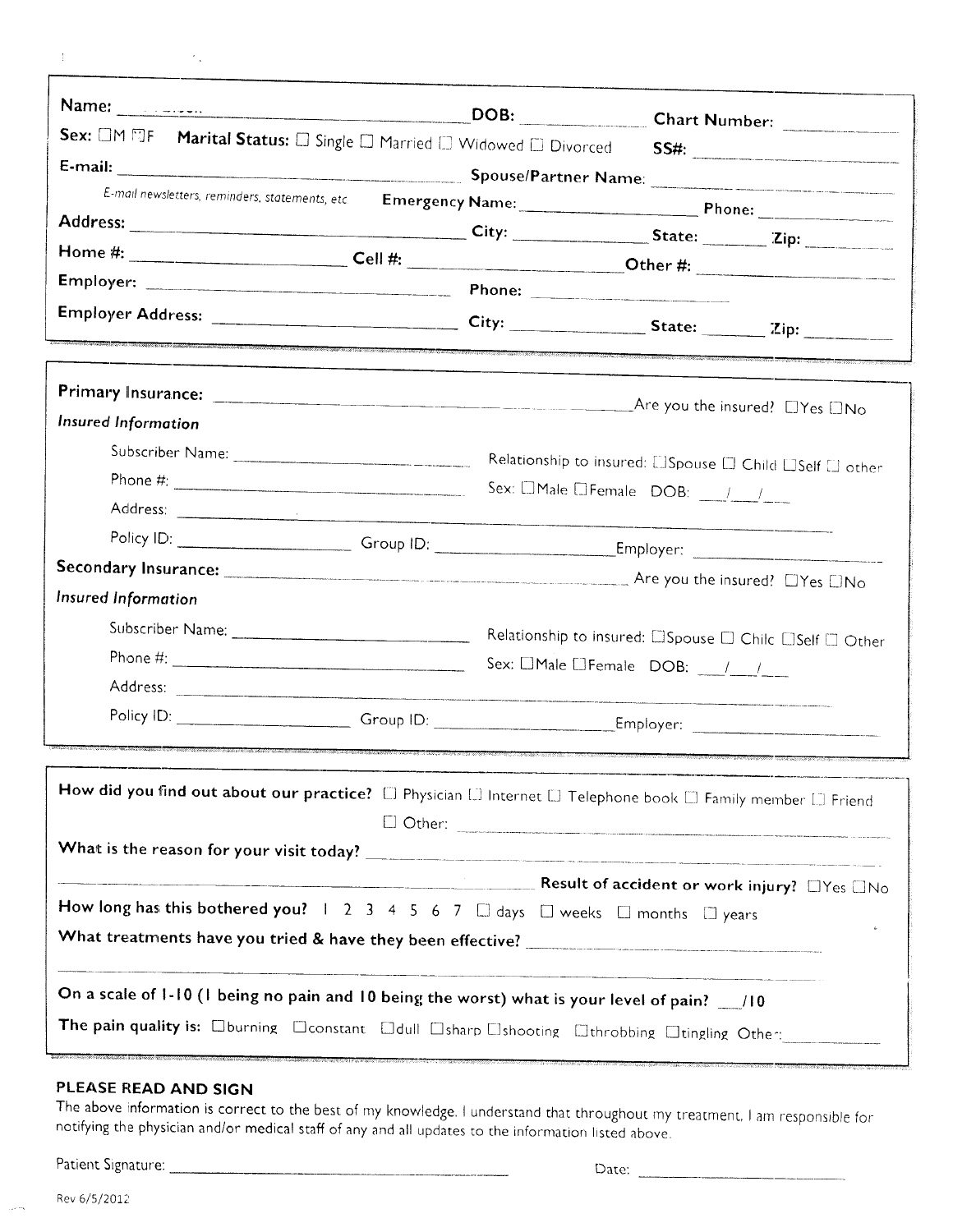**Name:** ______________________ **DOB:** ____________ **Chart Number:** ____________

**Sex:** ☐M ☐F **Marital Status:** ☐ Single ☐ Married ☐ Widowed ☐ Divorced **SS#:** ____________

**E-mail:** ______________________ **Spouse/Partner Name:** ______________________

*E-mail newsletters, reminders, statements, etc* **Emergency Name:** ____________ **Phone:** ____________

**Address:** ______________________ **City:** ____________ **State:** ______ **Zip:** ________

**Home #:** ____________ **Cell #:** ____________ **Other #:** ____________

**Employer:** ______________________ **Phone:** ____________

**Employer Address:** ______________________ **City:** ____________ **State:** ______ **Zip:** ________

---

**Primary Insurance:** ______________________ Are you the insured? ☐Yes ☐No

*Insured Information*

Subscriber Name: ______________________ Relationship to insured: ☐Spouse ☐ Child ☐Self ☐ other

Phone #: ______________________ Sex: ☐Male ☐Female DOB: ___/___/___

Address: ______________________

Policy ID: ____________ Group ID: ____________ Employer: ____________

**Secondary Insurance:** ______________________ Are you the insured? ☐Yes ☐No

*Insured Information*

Subscriber Name: ______________________ Relationship to insured: ☐Spouse ☐ Chilc ☐Self ☐ Other

Phone #: ______________________ Sex: ☐Male ☐Female DOB: ___/___/___

Address: ______________________

Policy ID: ____________ Group ID: ____________ Employer: ____________

---

**How did you find out about our practice?** ☐ Physician ☐ Internet ☐ Telephone book ☐ Family member ☐ Friend ☐ Other: ______________________

**What is the reason for your visit today?** ______________________

______________________ **Result of accident or work injury?** ☐Yes ☐No

**How long has this bothered you?** 1 2 3 4 5 6 7 ☐ days ☐ weeks ☐ months ☐ years

**What treatments have you tried & have they been effective?** ______________________

______________________

**On a scale of 1-10 (1 being no pain and 10 being the worst) what is your level of pain?** ___/10

**The pain quality is:** ☐burning ☐constant ☐dull ☐sharp ☐shooting ☐throbbing ☐tingling Other: ____________

## PLEASE READ AND SIGN

The above information is correct to the best of my knowledge. I understand that throughout my treatment, I am responsible for notifying the physician and/or medical staff of any and all updates to the information listed above.

Patient Signature: ______________________ Date: ____________

Rev 6/5/2012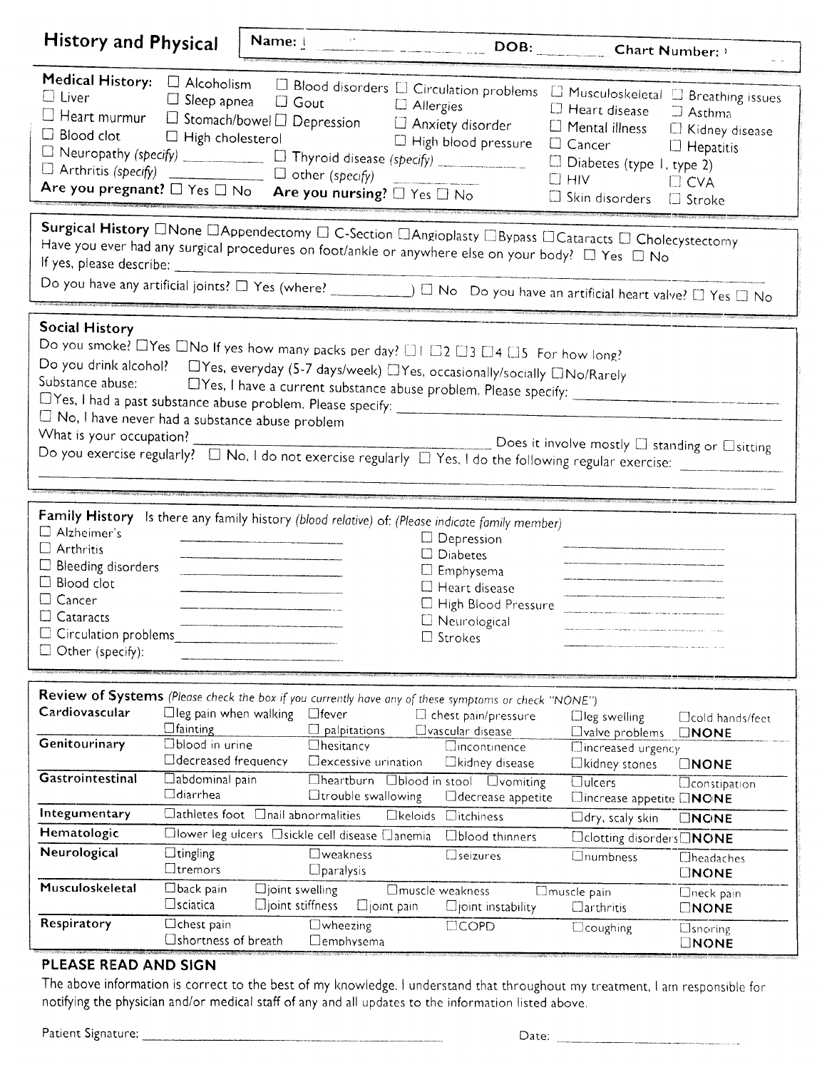## History and Physical

**Name:** ______________ **DOB:** ________ **Chart Number:** ________

**Medical History:**

- ☐ Liver
- ☐ Heart murmur
- ☐ Blood clot
- ☐ Alcoholism
- ☐ Sleep apnea
- ☐ Stomach/bowel
- ☐ High cholesterol
- ☐ Blood disorders
- ☐ Gout
- ☐ Depression
- ☐ Circulation problems
- ☐ Allergies
- ☐ Anxiety disorder
- ☐ High blood pressure
- ☐ Musculoskeletal
- ☐ Heart disease
- ☐ Mental illness
- ☐ Cancer
- ☐ Diabetes (type 1, type 2)
- ☐ HIV
- ☐ Skin disorders
- ☐ Breathing issues
- ☐ Asthma
- ☐ Kidney disease
- ☐ Hepatitis
- ☐ CVA
- ☐ Stroke
- ☐ Neuropathy *(specify)* ______________
- ☐ Arthritis *(specify)* ______________
- ☐ Thyroid disease *(specify)* ______________
- ☐ other *(specify)* ______________

**Are you pregnant?** ☐ Yes ☐ No **Are you nursing?** ☐ Yes ☐ No

---

**Surgical History** ☐None ☐Appendectomy ☐ C-Section ☐Angioplasty ☐Bypass ☐Cataracts ☐ Cholecystectomy

Have you ever had any surgical procedures on foot/ankle or anywhere else on your body? ☐ Yes ☐ No

If yes, please describe: ______________________________________________

Do you have any artificial joints? ☐ Yes (where? __________) ☐ No Do you have an artificial heart valve? ☐ Yes ☐ No

---

**Social History**

Do you smoke? ☐Yes ☐No If yes how many packs per day? ☐1 ☐2 ☐3 ☐4 ☐5 For how long?

Do you drink alcohol? ☐Yes, everyday (5-7 days/week) ☐Yes, occasionally/socially ☐No/Rarely

Substance abuse: ☐Yes, I have a current substance abuse problem. Please specify: ______________

☐Yes, I had a past substance abuse problem. Please specify: ______________

☐ No, I have never had a substance abuse problem

What is your occupation? ______________ Does it involve mostly ☐ standing or ☐sitting

Do you exercise regularly? ☐ No, I do not exercise regularly ☐ Yes, I do the following regular exercise: ______________

---

**Family History** Is there any family history *(blood relative)* of: *(Please indicate family member)*

- ☐ Alzheimer's ______________
- ☐ Arthritis ______________
- ☐ Bleeding disorders ______________
- ☐ Blood clot ______________
- ☐ Cancer ______________
- ☐ Cataracts ______________
- ☐ Circulation problems ______________
- ☐ Other (specify): ______________
- ☐ Depression ______________
- ☐ Diabetes ______________
- ☐ Emphysema ______________
- ☐ Heart disease ______________
- ☐ High Blood Pressure ______________
- ☐ Neurological ______________
- ☐ Strokes ______________

---

**Review of Systems** *(Please check the box if you currently have any of these symptoms or check "NONE")*

| System | | | | | |
|---|---|---|---|---|---|
| **Cardiovascular** | ☐leg pain when walking<br>☐fainting | ☐fever<br>☐palpitations | ☐chest pain/pressure<br>☐vascular disease | ☐leg swelling<br>☐valve problems | ☐cold hands/feet<br>☐NONE |
| **Genitourinary** | ☐blood in urine<br>☐decreased frequency | ☐hesitancy<br>☐excessive urination | ☐incontinence<br>☐kidney disease | ☐increased urgency<br>☐kidney stones | ☐NONE |
| **Gastrointestinal** | ☐abdominal pain<br>☐diarrhea | ☐heartburn ☐blood in stool<br>☐trouble swallowing | ☐vomiting<br>☐decrease appetite | ☐ulcers<br>☐increase appetite | ☐constipation<br>☐NONE |
| **Integumentary** | ☐athletes foot ☐nail abnormalities | ☐keloids | ☐itchiness | ☐dry, scaly skin | ☐NONE |
| **Hematologic** | ☐lower leg ulcers ☐sickle cell disease | ☐anemia | ☐blood thinners | ☐clotting disorders | ☐NONE |
| **Neurological** | ☐tingling<br>☐tremors | ☐weakness<br>☐paralysis | ☐seizures | ☐numbness | ☐headaches<br>☐NONE |
| **Musculoskeletal** | ☐back pain ☐joint swelling<br>☐sciatica ☐joint stiffness | ☐muscle weakness<br>☐joint pain | ☐joint instability | ☐muscle pain<br>☐arthritis | ☐neck pain<br>☐NONE |
| **Respiratory** | ☐chest pain<br>☐shortness of breath | ☐wheezing<br>☐emphysema | ☐COPD | ☐coughing | ☐snoring<br>☐NONE |

### PLEASE READ AND SIGN

The above information is correct to the best of my knowledge. I understand that throughout my treatment, I am responsible for notifying the physician and/or medical staff of any and all updates to the information listed above.

Patient Signature: ______________________________ Date: ______________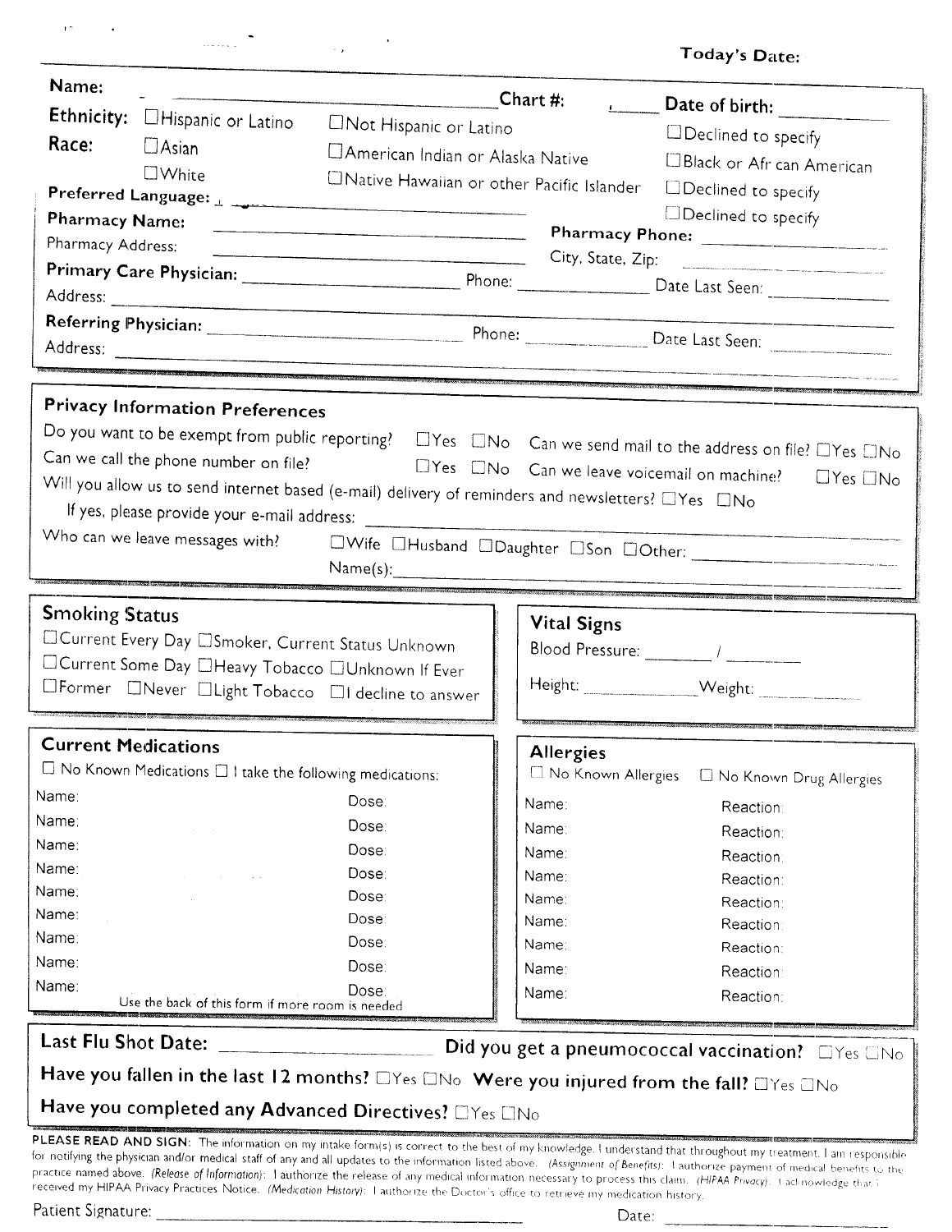Today's Date:

**Name:** ______________________ **Chart #:** ______ **Date of birth:** __________

**Ethnicity:** ☐ Hispanic or Latino ☐ Not Hispanic or Latino ☐ Declined to specify

**Race:** ☐ Asian ☐ American Indian or Alaska Native ☐ Black or African American
☐ White ☐ Native Hawaiian or other Pacific Islander ☐ Declined to specify

**Preferred Language:** ______________________ ☐ Declined to specify

**Pharmacy Name:** ______________________ **Pharmacy Phone:** __________

Pharmacy Address: ______________________ City, State, Zip: __________

**Primary Care Physician:** ______________________ Phone: __________ Date Last Seen: __________

Address: ______________________

**Referring Physician:** ______________________ Phone: __________ Date Last Seen: __________

Address: ______________________

## Privacy Information Preferences

Do you want to be exempt from public reporting? ☐ Yes ☐ No Can we send mail to the address on file? ☐ Yes ☐ No

Can we call the phone number on file? ☐ Yes ☐ No Can we leave voicemail on machine? ☐ Yes ☐ No

Will you allow us to send internet based (e-mail) delivery of reminders and newsletters? ☐ Yes ☐ No

If yes, please provide your e-mail address: ______________________

Who can we leave messages with? ☐ Wife ☐ Husband ☐ Daughter ☐ Son ☐ Other: __________

Name(s): ______________________

## Smoking Status

☐ Current Every Day ☐ Smoker, Current Status Unknown
☐ Current Some Day ☐ Heavy Tobacco ☐ Unknown If Ever
☐ Former ☐ Never ☐ Light Tobacco ☐ I decline to answer

## Vital Signs

Blood Pressure: ______ / ______

Height: __________ Weight: __________

## Current Medications

☐ No Known Medications ☐ I take the following medications:

| Name: | Dose: |
|---|---|
| Name: | Dose: |
| Name: | Dose: |
| Name: | Dose: |
| Name: | Dose: |
| Name: | Dose: |
| Name: | Dose: |
| Name: | Dose: |
| Name: | Dose: |

Use the back of this form if more room is needed

## Allergies

☐ No Known Allergies ☐ No Known Drug Allergies

| Name: | Reaction: |
|---|---|
| Name: | Reaction: |
| Name: | Reaction: |
| Name: | Reaction: |
| Name: | Reaction: |
| Name: | Reaction: |
| Name: | Reaction: |
| Name: | Reaction: |
| Name: | Reaction: |

**Last Flu Shot Date:** __________ **Did you get a pneumococcal vaccination?** ☐ Yes ☐ No

**Have you fallen in the last 12 months?** ☐ Yes ☐ No **Were you injured from the fall?** ☐ Yes ☐ No

**Have you completed any Advanced Directives?** ☐ Yes ☐ No

**PLEASE READ AND SIGN:** The information on my intake form(s) is correct to the best of my knowledge. I understand that throughout my treatment, I am responsible for notifying the physician and/or medical staff of any and all updates to the information listed above. *(Assignment of Benefits)*: I authorize payment of medical benefits to the practice named above. *(Release of Information)*: I authorize the release of any medical information necessary to process this claim. *(HIPAA Privacy)*: I acknowledge that I received my HIPAA Privacy Practices Notice. *(Medication History)*: I authorize the Doctor's office to retrieve my medication history.

Patient Signature: ______________________ Date: __________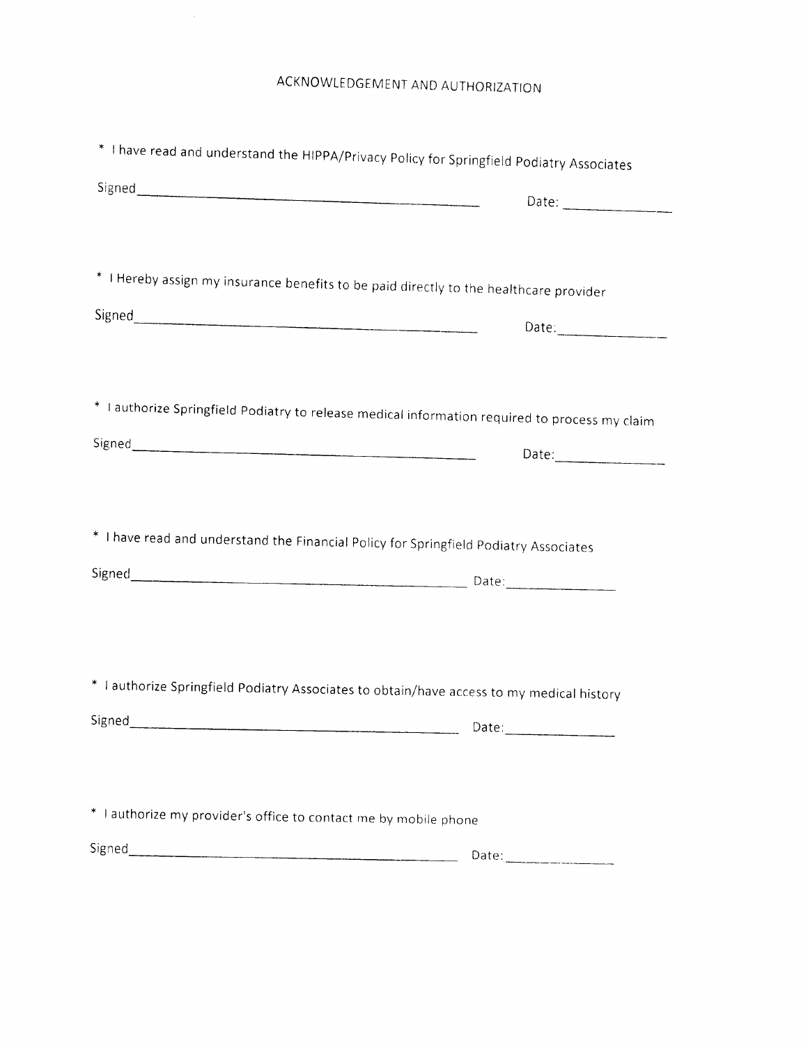# ACKNOWLEDGEMENT AND AUTHORIZATION

* I have read and understand the HIPPA/Privacy Policy for Springfield Podiatry Associates

Signed_______________________________________________ Date: ______________

* I Hereby assign my insurance benefits to be paid directly to the healthcare provider

Signed_______________________________________________ Date:______________

* I authorize Springfield Podiatry to release medical information required to process my claim

Signed_______________________________________________ Date:______________

* I have read and understand the Financial Policy for Springfield Podiatry Associates

Signed_______________________________________________ Date:______________

* I authorize Springfield Podiatry Associates to obtain/have access to my medical history

Signed_______________________________________________ Date:______________

* I authorize my provider's office to contact me by mobile phone

Signed_______________________________________________ Date:______________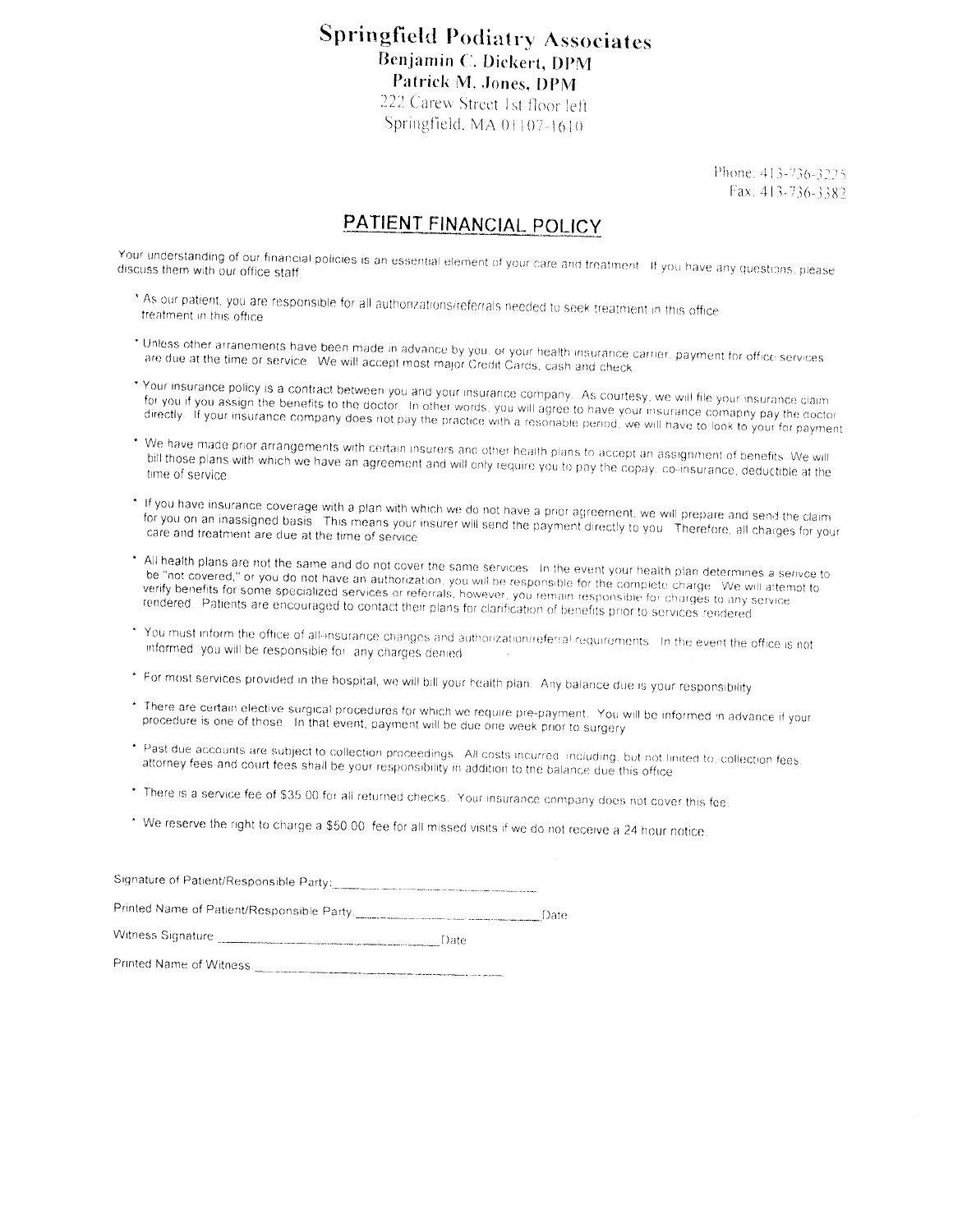# Springfield Podiatry Associates

**Benjamin C. Dickert, DPM**
**Patrick M. Jones, DPM**
222 Carew Street 1st floor left
Springfield, MA 01107-1610

Phone: 413-736-3225
Fax: 413-736-3382

## PATIENT FINANCIAL POLICY

Your understanding of our financial policies is an essential element of your care and treatment. If you have any questions, please discuss them with our office staff

* As our patient, you are responsible for all authorizations/referrals needed to seek treatment in this office treatment in this office

* Unless other arranements have been made in advance by you, or your health insurance carrier, payment for office services are due at the time or service. We will accept most major Credit Cards, cash and check

* Your insurance policy is a contract between you and your insurance company. As courtesy, we will file your insurance claim for you if you assign the benefits to the doctor. In other words, you will agree to have your insurance comapny pay the doctor directly. If your insurance company does not pay the practice with a resonable period, we will have to look to your for payment

* We have made prior arrangements with certain insurers and other health plans to accept an assignment of benefits. We will bill those plans with which we have an agreement and will only require you to pay the copay, co-insurance, deductible at the time of service.

* If you have insurance coverage with a plan with which we do not have a prior agreement, we will prepare and send the claim for you on an inassigned basis. This means your insurer will send the payment directly to you. Therefore, all charges for your care and treatment are due at the time of service

* All health plans are not the same and do not cover the same services. In the event your health plan determines a service to be "not covered," or you do not have an authorization, you will be responsible for the complete charge. We will attempt to verify benefits for some specialized services or referrals, however, you remain responsible for charges to any service rendered. Patients are encouraged to contact their plans for clarification of benefits prior to services rendered

* You must inform the office of all insurance changes and authorization/referral requirements. In the event the office is not informed, you will be responsible for any charges denied

* For most services provided in the hospital, we will bill your health plan. Any balance due is your responsibility

* There are certain elective surgical procedures for which we require pre-payment. You will be informed in advance if your procedure is one of those. In that event, payment will be due one week prior to surgery

* Past due accounts are subject to collection proceedings. All costs incurred, including, but not limited to, collection fees, attorney fees and court fees shall be your responsibility in addition to the balance due this office

* There is a service fee of $35.00 for all returned checks. Your insurance company does not cover this fee

* We reserve the right to charge a $50.00 fee for all missed visits if we do not receive a 24 hour notice.

Signature of Patient/Responsible Party: ______________________

Printed Name of Patient/Responsible Party ______________________ Date

Witness Signature ______________________ Date

Printed Name of Witness ______________________